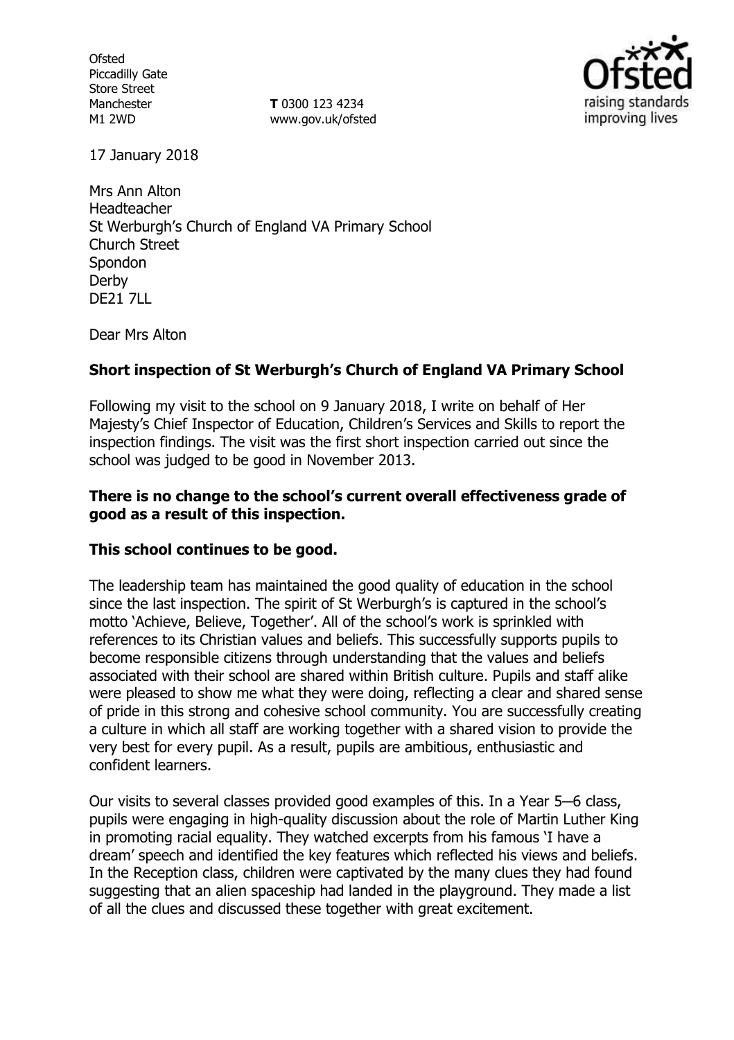Ofsted
Piccadilly Gate
Store Street
Manchester
M1 2WD

**T** 0300 123 4234
www.gov.uk/ofsted

17 January 2018

Mrs Ann Alton
Headteacher
St Werburgh's Church of England VA Primary School
Church Street
Spondon
Derby
DE21 7LL

Dear Mrs Alton

**Short inspection of St Werburgh's Church of England VA Primary School**

Following my visit to the school on 9 January 2018, I write on behalf of Her Majesty's Chief Inspector of Education, Children's Services and Skills to report the inspection findings. The visit was the first short inspection carried out since the school was judged to be good in November 2013.

**There is no change to the school's current overall effectiveness grade of good as a result of this inspection.**

**This school continues to be good.**

The leadership team has maintained the good quality of education in the school since the last inspection. The spirit of St Werburgh's is captured in the school's motto 'Achieve, Believe, Together'. All of the school's work is sprinkled with references to its Christian values and beliefs. This successfully supports pupils to become responsible citizens through understanding that the values and beliefs associated with their school are shared within British culture. Pupils and staff alike were pleased to show me what they were doing, reflecting a clear and shared sense of pride in this strong and cohesive school community. You are successfully creating a culture in which all staff are working together with a shared vision to provide the very best for every pupil. As a result, pupils are ambitious, enthusiastic and confident learners.

Our visits to several classes provided good examples of this. In a Year 5–6 class, pupils were engaging in high-quality discussion about the role of Martin Luther King in promoting racial equality. They watched excerpts from his famous 'I have a dream' speech and identified the key features which reflected his views and beliefs. In the Reception class, children were captivated by the many clues they had found suggesting that an alien spaceship had landed in the playground. They made a list of all the clues and discussed these together with great excitement.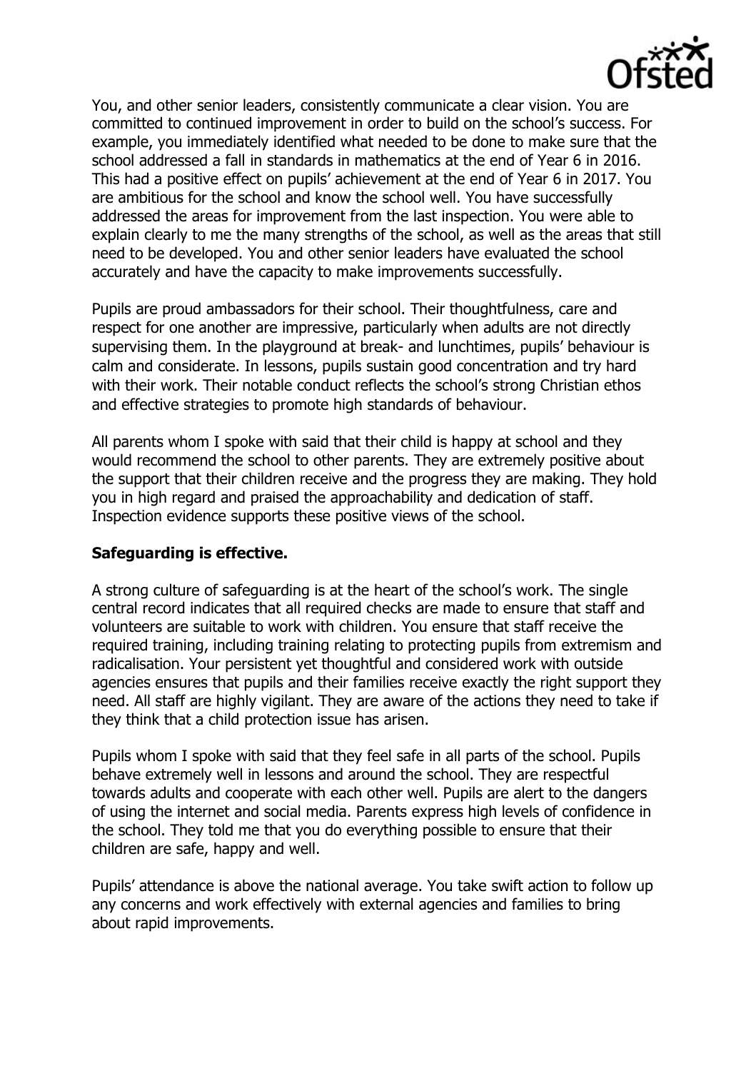You, and other senior leaders, consistently communicate a clear vision. You are committed to continued improvement in order to build on the school's success. For example, you immediately identified what needed to be done to make sure that the school addressed a fall in standards in mathematics at the end of Year 6 in 2016. This had a positive effect on pupils' achievement at the end of Year 6 in 2017. You are ambitious for the school and know the school well. You have successfully addressed the areas for improvement from the last inspection. You were able to explain clearly to me the many strengths of the school, as well as the areas that still need to be developed. You and other senior leaders have evaluated the school accurately and have the capacity to make improvements successfully.

Pupils are proud ambassadors for their school. Their thoughtfulness, care and respect for one another are impressive, particularly when adults are not directly supervising them. In the playground at break- and lunchtimes, pupils' behaviour is calm and considerate. In lessons, pupils sustain good concentration and try hard with their work. Their notable conduct reflects the school's strong Christian ethos and effective strategies to promote high standards of behaviour.

All parents whom I spoke with said that their child is happy at school and they would recommend the school to other parents. They are extremely positive about the support that their children receive and the progress they are making. They hold you in high regard and praised the approachability and dedication of staff. Inspection evidence supports these positive views of the school.

## Safeguarding is effective.

A strong culture of safeguarding is at the heart of the school's work. The single central record indicates that all required checks are made to ensure that staff and volunteers are suitable to work with children. You ensure that staff receive the required training, including training relating to protecting pupils from extremism and radicalisation. Your persistent yet thoughtful and considered work with outside agencies ensures that pupils and their families receive exactly the right support they need. All staff are highly vigilant. They are aware of the actions they need to take if they think that a child protection issue has arisen.

Pupils whom I spoke with said that they feel safe in all parts of the school. Pupils behave extremely well in lessons and around the school. They are respectful towards adults and cooperate with each other well. Pupils are alert to the dangers of using the internet and social media. Parents express high levels of confidence in the school. They told me that you do everything possible to ensure that their children are safe, happy and well.

Pupils' attendance is above the national average. You take swift action to follow up any concerns and work effectively with external agencies and families to bring about rapid improvements.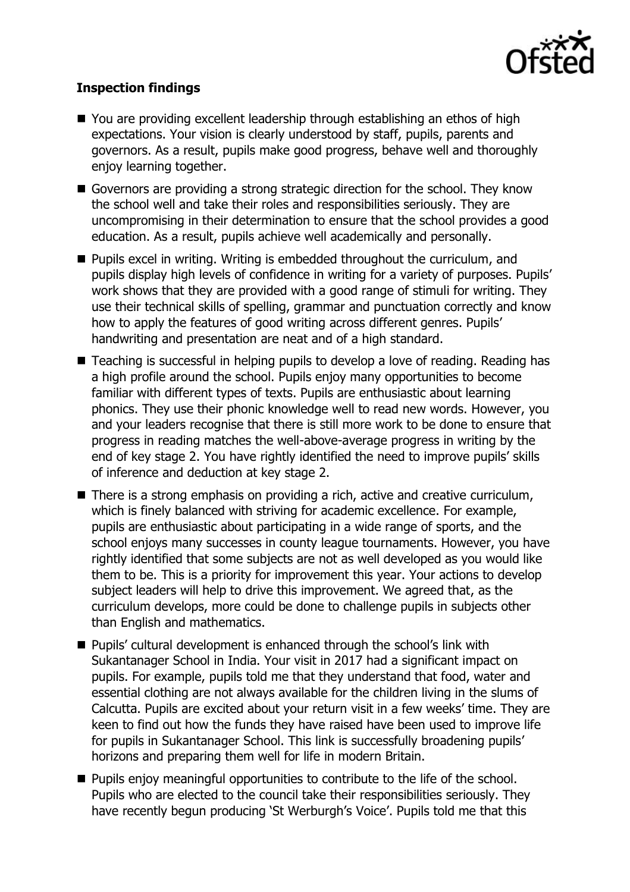**Inspection findings**

- You are providing excellent leadership through establishing an ethos of high expectations. Your vision is clearly understood by staff, pupils, parents and governors. As a result, pupils make good progress, behave well and thoroughly enjoy learning together.
- Governors are providing a strong strategic direction for the school. They know the school well and take their roles and responsibilities seriously. They are uncompromising in their determination to ensure that the school provides a good education. As a result, pupils achieve well academically and personally.
- Pupils excel in writing. Writing is embedded throughout the curriculum, and pupils display high levels of confidence in writing for a variety of purposes. Pupils' work shows that they are provided with a good range of stimuli for writing. They use their technical skills of spelling, grammar and punctuation correctly and know how to apply the features of good writing across different genres. Pupils' handwriting and presentation are neat and of a high standard.
- Teaching is successful in helping pupils to develop a love of reading. Reading has a high profile around the school. Pupils enjoy many opportunities to become familiar with different types of texts. Pupils are enthusiastic about learning phonics. They use their phonic knowledge well to read new words. However, you and your leaders recognise that there is still more work to be done to ensure that progress in reading matches the well-above-average progress in writing by the end of key stage 2. You have rightly identified the need to improve pupils' skills of inference and deduction at key stage 2.
- There is a strong emphasis on providing a rich, active and creative curriculum, which is finely balanced with striving for academic excellence. For example, pupils are enthusiastic about participating in a wide range of sports, and the school enjoys many successes in county league tournaments. However, you have rightly identified that some subjects are not as well developed as you would like them to be. This is a priority for improvement this year. Your actions to develop subject leaders will help to drive this improvement. We agreed that, as the curriculum develops, more could be done to challenge pupils in subjects other than English and mathematics.
- Pupils' cultural development is enhanced through the school's link with Sukantanager School in India. Your visit in 2017 had a significant impact on pupils. For example, pupils told me that they understand that food, water and essential clothing are not always available for the children living in the slums of Calcutta. Pupils are excited about your return visit in a few weeks' time. They are keen to find out how the funds they have raised have been used to improve life for pupils in Sukantanager School. This link is successfully broadening pupils' horizons and preparing them well for life in modern Britain.
- Pupils enjoy meaningful opportunities to contribute to the life of the school. Pupils who are elected to the council take their responsibilities seriously. They have recently begun producing 'St Werburgh's Voice'. Pupils told me that this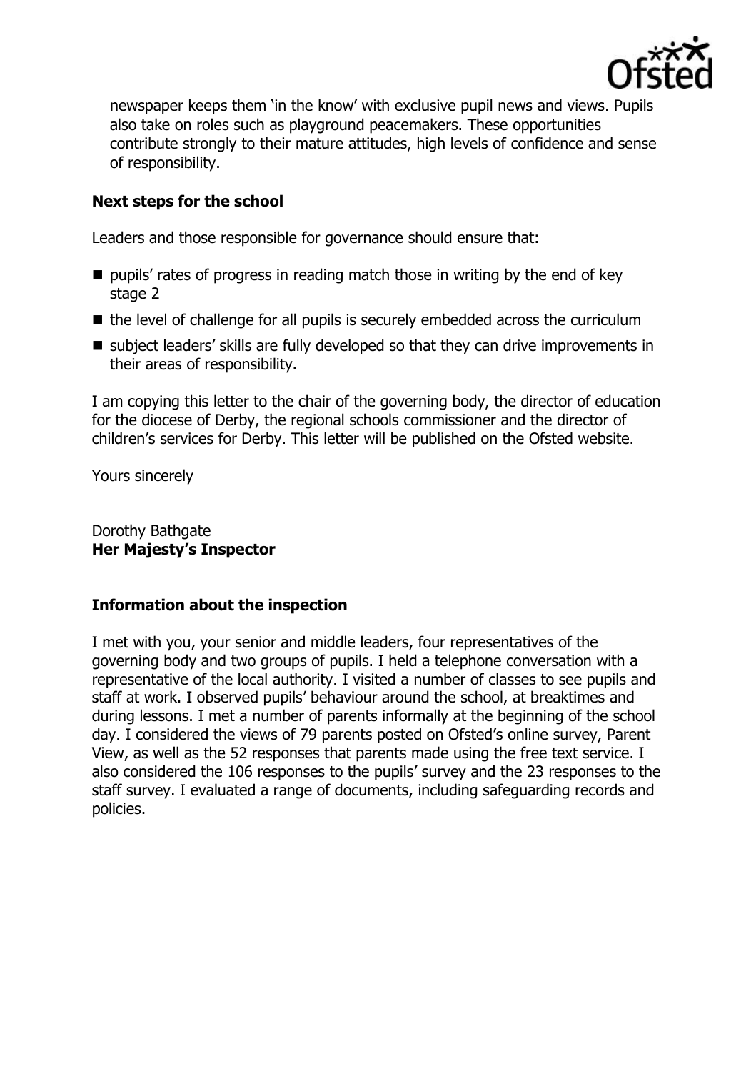newspaper keeps them 'in the know' with exclusive pupil news and views. Pupils also take on roles such as playground peacemakers. These opportunities contribute strongly to their mature attitudes, high levels of confidence and sense of responsibility.

## Next steps for the school

Leaders and those responsible for governance should ensure that:

- pupils' rates of progress in reading match those in writing by the end of key stage 2
- the level of challenge for all pupils is securely embedded across the curriculum
- subject leaders' skills are fully developed so that they can drive improvements in their areas of responsibility.

I am copying this letter to the chair of the governing body, the director of education for the diocese of Derby, the regional schools commissioner and the director of children's services for Derby. This letter will be published on the Ofsted website.

Yours sincerely

Dorothy Bathgate
**Her Majesty's Inspector**

## Information about the inspection

I met with you, your senior and middle leaders, four representatives of the governing body and two groups of pupils. I held a telephone conversation with a representative of the local authority. I visited a number of classes to see pupils and staff at work. I observed pupils' behaviour around the school, at breaktimes and during lessons. I met a number of parents informally at the beginning of the school day. I considered the views of 79 parents posted on Ofsted's online survey, Parent View, as well as the 52 responses that parents made using the free text service. I also considered the 106 responses to the pupils' survey and the 23 responses to the staff survey. I evaluated a range of documents, including safeguarding records and policies.